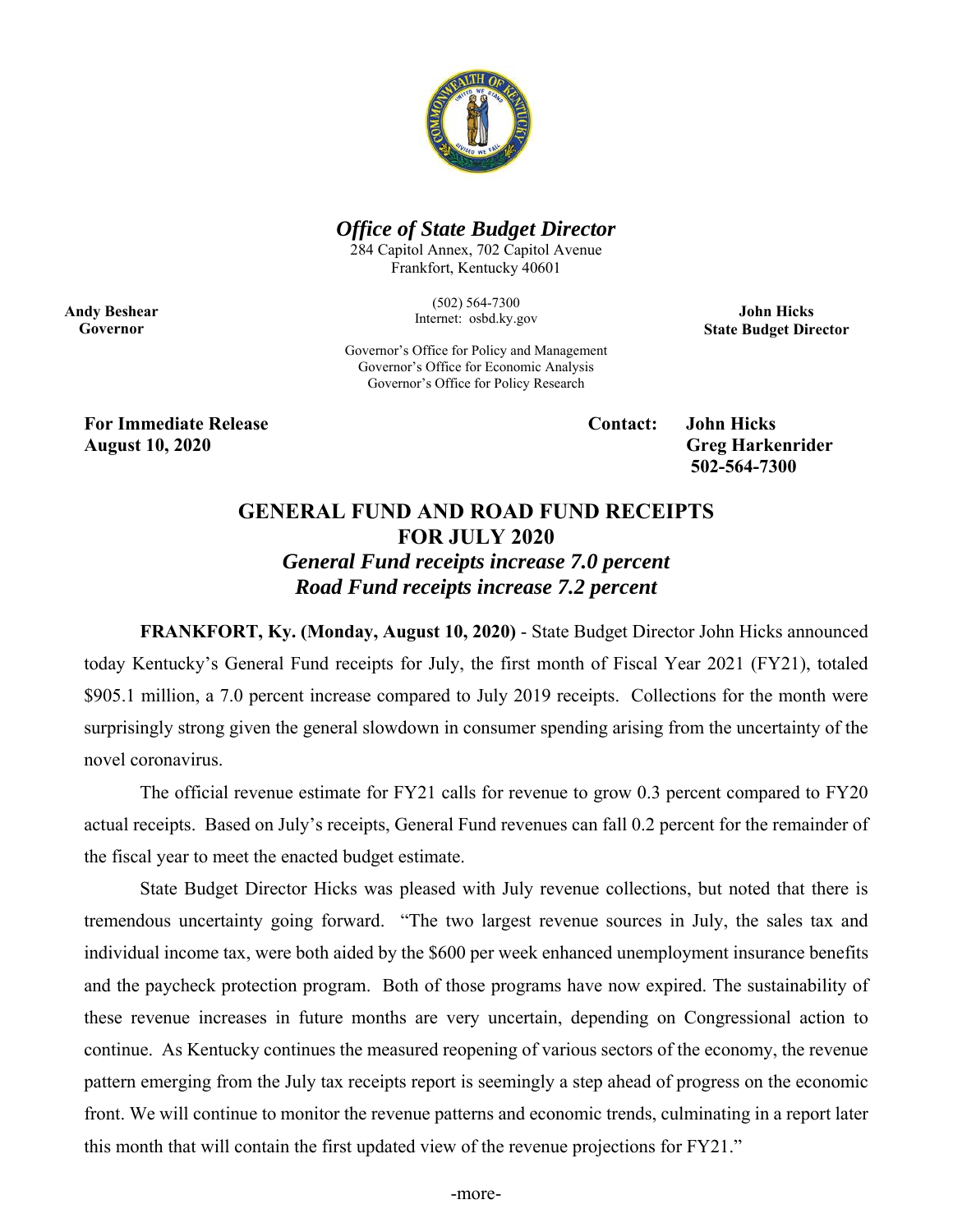*Office of State Budget Director*
284 Capitol Annex, 702 Capitol Avenue
Frankfort, Kentucky 40601

(502) 564-7300
Internet: osbd.ky.gov

Governor's Office for Policy and Management
Governor's Office for Economic Analysis
Governor's Office for Policy Research

**Andy Beshear**
**Governor**

**John Hicks**
**State Budget Director**

**For Immediate Release**
**August 10, 2020**

**Contact: John Hicks**
**Greg Harkenrider**
**502-564-7300**

# GENERAL FUND AND ROAD FUND RECEIPTS FOR JULY 2020

## *General Fund receipts increase 7.0 percent*
## *Road Fund receipts increase 7.2 percent*

**FRANKFORT, Ky. (Monday, August 10, 2020)** - State Budget Director John Hicks announced today Kentucky's General Fund receipts for July, the first month of Fiscal Year 2021 (FY21), totaled \$905.1 million, a 7.0 percent increase compared to July 2019 receipts. Collections for the month were surprisingly strong given the general slowdown in consumer spending arising from the uncertainty of the novel coronavirus.

The official revenue estimate for FY21 calls for revenue to grow 0.3 percent compared to FY20 actual receipts. Based on July's receipts, General Fund revenues can fall 0.2 percent for the remainder of the fiscal year to meet the enacted budget estimate.

State Budget Director Hicks was pleased with July revenue collections, but noted that there is tremendous uncertainty going forward. "The two largest revenue sources in July, the sales tax and individual income tax, were both aided by the \$600 per week enhanced unemployment insurance benefits and the paycheck protection program. Both of those programs have now expired. The sustainability of these revenue increases in future months are very uncertain, depending on Congressional action to continue. As Kentucky continues the measured reopening of various sectors of the economy, the revenue pattern emerging from the July tax receipts report is seemingly a step ahead of progress on the economic front. We will continue to monitor the revenue patterns and economic trends, culminating in a report later this month that will contain the first updated view of the revenue projections for FY21."

-more-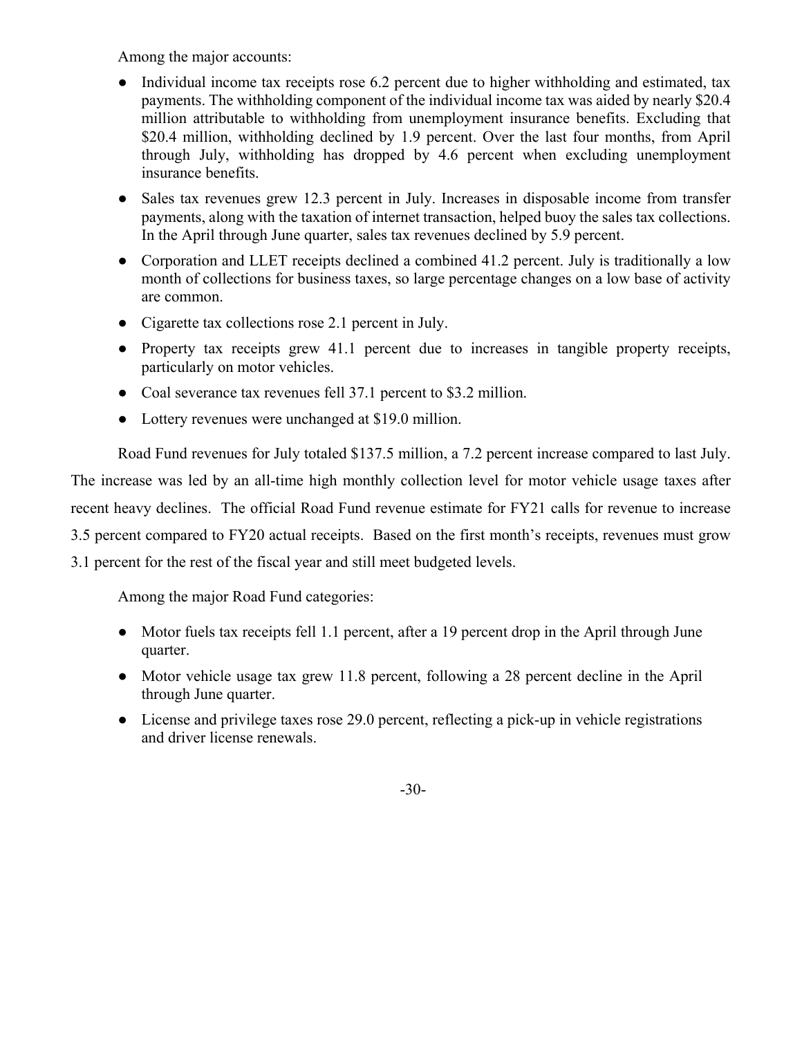Among the major accounts:

- Individual income tax receipts rose 6.2 percent due to higher withholding and estimated, tax payments. The withholding component of the individual income tax was aided by nearly $20.4 million attributable to withholding from unemployment insurance benefits. Excluding that $20.4 million, withholding declined by 1.9 percent. Over the last four months, from April through July, withholding has dropped by 4.6 percent when excluding unemployment insurance benefits.
- Sales tax revenues grew 12.3 percent in July. Increases in disposable income from transfer payments, along with the taxation of internet transaction, helped buoy the sales tax collections. In the April through June quarter, sales tax revenues declined by 5.9 percent.
- Corporation and LLET receipts declined a combined 41.2 percent. July is traditionally a low month of collections for business taxes, so large percentage changes on a low base of activity are common.
- Cigarette tax collections rose 2.1 percent in July.
- Property tax receipts grew 41.1 percent due to increases in tangible property receipts, particularly on motor vehicles.
- Coal severance tax revenues fell 37.1 percent to $3.2 million.
- Lottery revenues were unchanged at $19.0 million.

Road Fund revenues for July totaled $137.5 million, a 7.2 percent increase compared to last July. The increase was led by an all-time high monthly collection level for motor vehicle usage taxes after recent heavy declines. The official Road Fund revenue estimate for FY21 calls for revenue to increase 3.5 percent compared to FY20 actual receipts. Based on the first month's receipts, revenues must grow 3.1 percent for the rest of the fiscal year and still meet budgeted levels.

Among the major Road Fund categories:

- Motor fuels tax receipts fell 1.1 percent, after a 19 percent drop in the April through June quarter.
- Motor vehicle usage tax grew 11.8 percent, following a 28 percent decline in the April through June quarter.
- License and privilege taxes rose 29.0 percent, reflecting a pick-up in vehicle registrations and driver license renewals.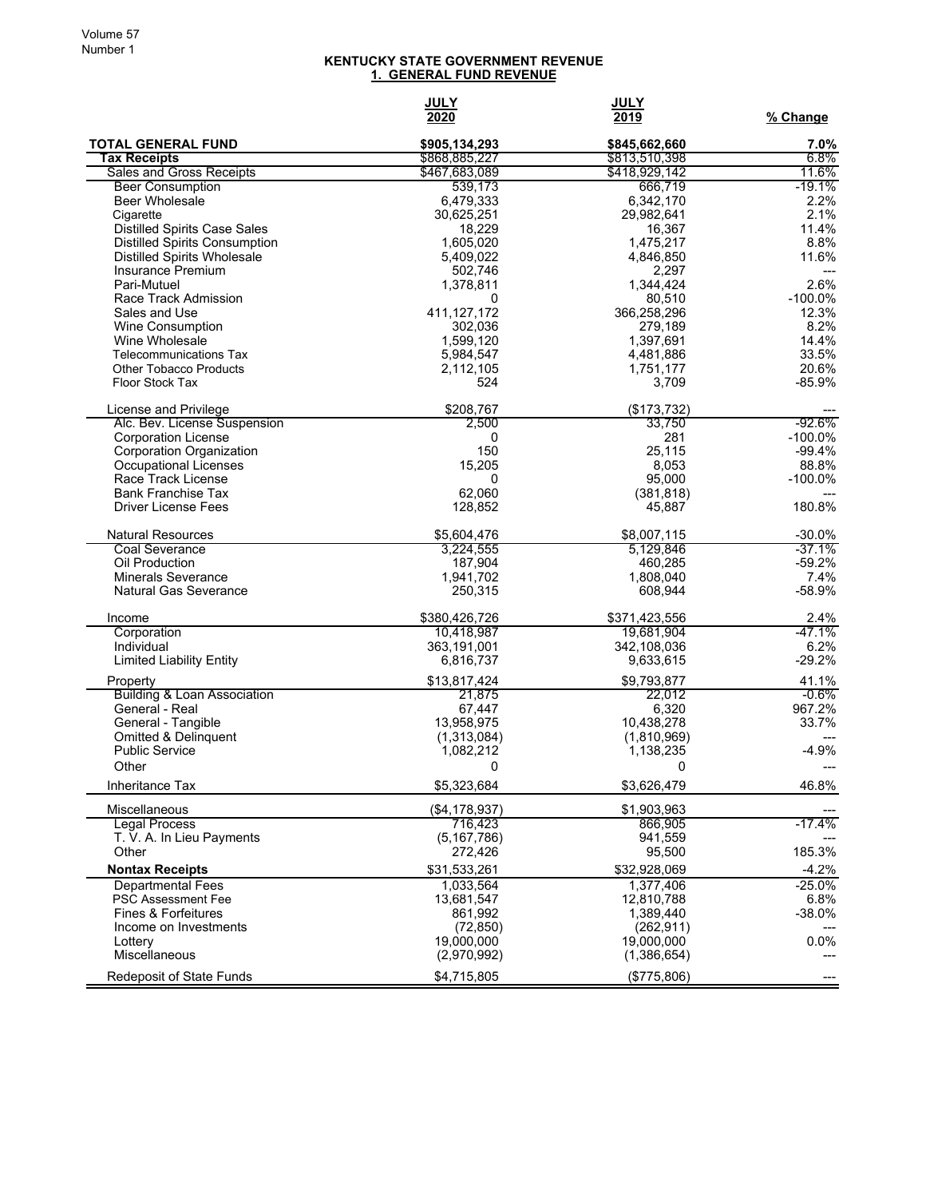## KENTUCKY STATE GOVERNMENT REVENUE
### 1. GENERAL FUND REVENUE

| | JULY 2020 | JULY 2019 | % Change |
|---|---|---|---|
| **TOTAL GENERAL FUND** | **$905,134,293** | **$845,662,660** | **7.0%** |
| **Tax Receipts** | $868,885,227 | $813,510,398 | 6.8% |
| Sales and Gross Receipts | $467,683,089 | $418,929,142 | 11.6% |
| Beer Consumption | 539,173 | 666,719 | -19.1% |
| Beer Wholesale | 6,479,333 | 6,342,170 | 2.2% |
| Cigarette | 30,625,251 | 29,982,641 | 2.1% |
| Distilled Spirits Case Sales | 18,229 | 16,367 | 11.4% |
| Distilled Spirits Consumption | 1,605,020 | 1,475,217 | 8.8% |
| Distilled Spirits Wholesale | 5,409,022 | 4,846,850 | 11.6% |
| Insurance Premium | 502,746 | 2,297 | --- |
| Pari-Mutuel | 1,378,811 | 1,344,424 | 2.6% |
| Race Track Admission | 0 | 80,510 | -100.0% |
| Sales and Use | 411,127,172 | 366,258,296 | 12.3% |
| Wine Consumption | 302,036 | 279,189 | 8.2% |
| Wine Wholesale | 1,599,120 | 1,397,691 | 14.4% |
| Telecommunications Tax | 5,984,547 | 4,481,886 | 33.5% |
| Other Tobacco Products | 2,112,105 | 1,751,177 | 20.6% |
| Floor Stock Tax | 524 | 3,709 | -85.9% |
| | | | |
| License and Privilege | $208,767 | ($173,732) | --- |
| Alc. Bev. License Suspension | 2,500 | 33,750 | -92.6% |
| Corporation License | 0 | 281 | -100.0% |
| Corporation Organization | 150 | 25,115 | -99.4% |
| Occupational Licenses | 15,205 | 8,053 | 88.8% |
| Race Track License | 0 | 95,000 | -100.0% |
| Bank Franchise Tax | 62,060 | (381,818) | --- |
| Driver License Fees | 128,852 | 45,887 | 180.8% |
| | | | |
| Natural Resources | $5,604,476 | $8,007,115 | -30.0% |
| Coal Severance | 3,224,555 | 5,129,846 | -37.1% |
| Oil Production | 187,904 | 460,285 | -59.2% |
| Minerals Severance | 1,941,702 | 1,808,040 | 7.4% |
| Natural Gas Severance | 250,315 | 608,944 | -58.9% |
| | | | |
| Income | $380,426,726 | $371,423,556 | 2.4% |
| Corporation | 10,418,987 | 19,681,904 | -47.1% |
| Individual | 363,191,001 | 342,108,036 | 6.2% |
| Limited Liability Entity | 6,816,737 | 9,633,615 | -29.2% |
| | | | |
| Property | $13,817,424 | $9,793,877 | 41.1% |
| Building & Loan Association | 21,875 | 22,012 | -0.6% |
| General - Real | 67,447 | 6,320 | 967.2% |
| General - Tangible | 13,958,975 | 10,438,278 | 33.7% |
| Omitted & Delinquent | (1,313,084) | (1,810,969) | --- |
| Public Service | 1,082,212 | 1,138,235 | -4.9% |
| Other | 0 | 0 | --- |
| | | | |
| Inheritance Tax | $5,323,684 | $3,626,479 | 46.8% |
| | | | |
| Miscellaneous | ($4,178,937) | $1,903,963 | --- |
| Legal Process | 716,423 | 866,905 | -17.4% |
| T. V. A. In Lieu Payments | (5,167,786) | 941,559 | --- |
| Other | 272,426 | 95,500 | 185.3% |
| | | | |
| **Nontax Receipts** | $31,533,261 | $32,928,069 | -4.2% |
| Departmental Fees | 1,033,564 | 1,377,406 | -25.0% |
| PSC Assessment Fee | 13,681,547 | 12,810,788 | 6.8% |
| Fines & Forfeitures | 861,992 | 1,389,440 | -38.0% |
| Income on Investments | (72,850) | (262,911) | --- |
| Lottery | 19,000,000 | 19,000,000 | 0.0% |
| Miscellaneous | (2,970,992) | (1,386,654) | --- |
| | | | |
| Redeposit of State Funds | $4,715,805 | ($775,806) | --- |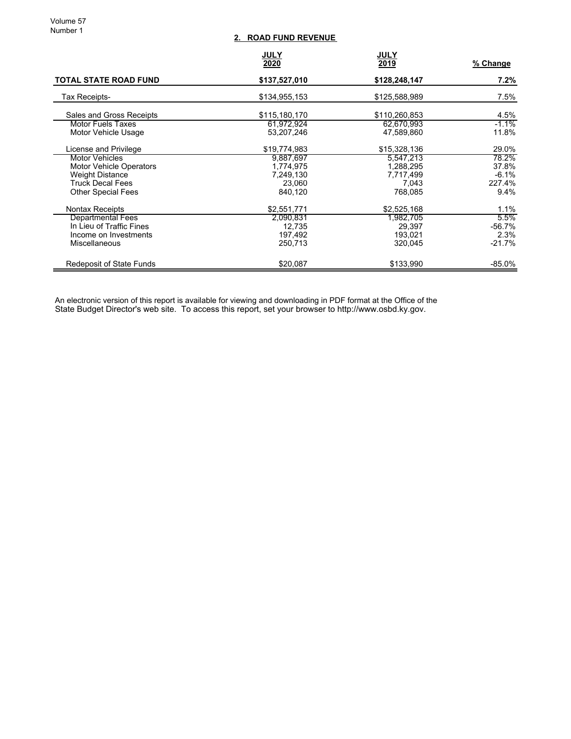## 2. ROAD FUND REVENUE

| | JULY 2020 | JULY 2019 | % Change |
|---|---|---|---|
| **TOTAL STATE ROAD FUND** | **$137,527,010** | **$128,248,147** | **7.2%** |
| Tax Receipts- | $134,955,153 | $125,588,989 | 7.5% |
| Sales and Gross Receipts | $115,180,170 | $110,260,853 | 4.5% |
| Motor Fuels Taxes | 61,972,924 | 62,670,993 | -1.1% |
| Motor Vehicle Usage | 53,207,246 | 47,589,860 | 11.8% |
| License and Privilege | $19,774,983 | $15,328,136 | 29.0% |
| Motor Vehicles | 9,887,697 | 5,547,213 | 78.2% |
| Motor Vehicle Operators | 1,774,975 | 1,288,295 | 37.8% |
| Weight Distance | 7,249,130 | 7,717,499 | -6.1% |
| Truck Decal Fees | 23,060 | 7,043 | 227.4% |
| Other Special Fees | 840,120 | 768,085 | 9.4% |
| Nontax Receipts | $2,551,771 | $2,525,168 | 1.1% |
| Departmental Fees | 2,090,831 | 1,982,705 | 5.5% |
| In Lieu of Traffic Fines | 12,735 | 29,397 | -56.7% |
| Income on Investments | 197,492 | 193,021 | 2.3% |
| Miscellaneous | 250,713 | 320,045 | -21.7% |
| Redeposit of State Funds | $20,087 | $133,990 | -85.0% |

An electronic version of this report is available for viewing and downloading in PDF format at the Office of the State Budget Director's web site. To access this report, set your browser to http://www.osbd.ky.gov.